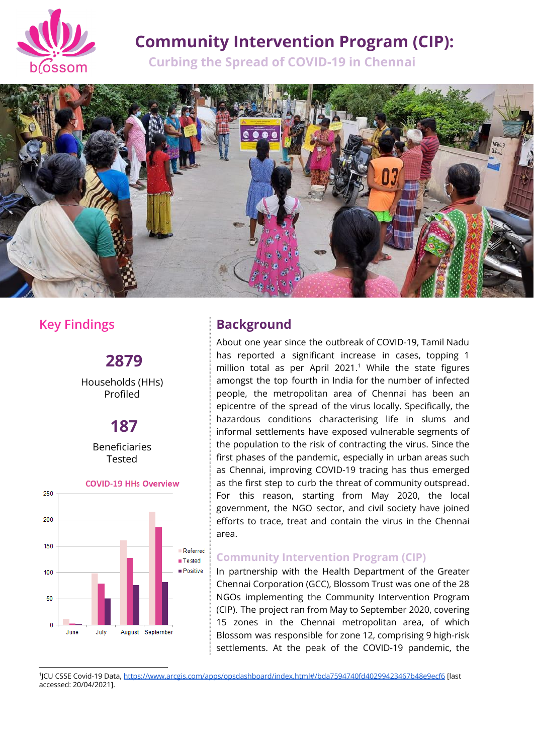# Community Intervention Program (CIP):

## Curbing the Spread of COVID-19 in Chennai

## Key Findings

**2879**

Households (HHs) Profiled

**187**

Beneficiaries Tested

COVID-19 HHs Overview

## Background

About one year since the outbreak of COVID-19, Tamil Nadu has reported a significant increase in cases, topping 1 million total as per April 2021.[1] While the state figures amongst the top fourth in India for the number of infected people, the metropolitan area of Chennai has been an epicentre of the spread of the virus locally. Specifically, the hazardous conditions characterising life in slums and informal settlements have exposed vulnerable segments of the population to the risk of contracting the virus. Since the first phases of the pandemic, especially in urban areas such as Chennai, improving COVID-19 tracing has thus emerged as the first step to curb the threat of community outspread. For this reason, starting from May 2020, the local government, the NGO sector, and civil society have joined efforts to trace, treat and contain the virus in the Chennai area.

### Community Intervention Program (CIP)

In partnership with the Health Department of the Greater Chennai Corporation (GCC), Blossom Trust was one of the 28 NGOs implementing the Community Intervention Program (CIP). The project ran from May to September 2020, covering 15 zones in the Chennai metropolitan area, of which Blossom was responsible for zone 12, comprising 9 high-risk settlements. At the peak of the COVID-19 pandemic, the

[1]JCU CSSE Covid-19 Data, https://www.arcgis.com/apps/opsdashboard/index.html#/bda7594740fd40299423467b48e9ecf6 [last accessed: 20/04/2021].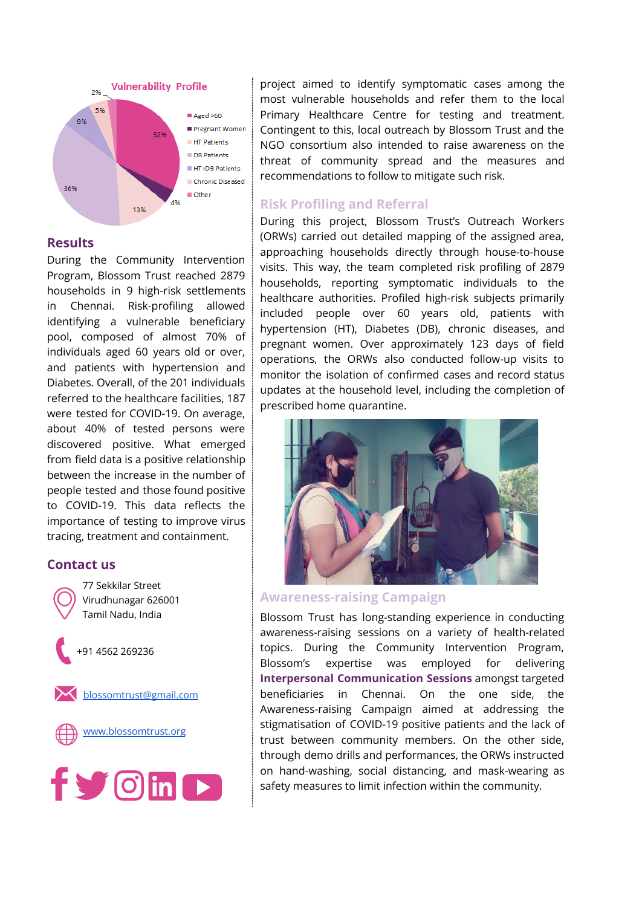Vulnerability Profile

2%
5%
8%
32%
36%
13%
4%

Aged >60
Pregnant Women
HT Patients
DB Patients
HT+DB Patients
Chronic Diseased
Other

## Results

During the Community Intervention Program, Blossom Trust reached 2879 households in 9 high-risk settlements in Chennai. Risk-profiling allowed identifying a vulnerable beneficiary pool, composed of almost 70% of individuals aged 60 years old or over, and patients with hypertension and Diabetes. Overall, of the 201 individuals referred to the healthcare facilities, 187 were tested for COVID-19. On average, about 40% of tested persons were discovered positive. What emerged from field data is a positive relationship between the increase in the number of people tested and those found positive to COVID-19. This data reflects the importance of testing to improve virus tracing, treatment and containment.

## Contact us

77 Sekkilar Street
Virudhunagar 626001
Tamil Nadu, India

+91 4562 269236

blossomtrust@gmail.com

www.blossomtrust.org

project aimed to identify symptomatic cases among the most vulnerable households and refer them to the local Primary Healthcare Centre for testing and treatment. Contingent to this, local outreach by Blossom Trust and the NGO consortium also intended to raise awareness on the threat of community spread and the measures and recommendations to follow to mitigate such risk.

## Risk Profiling and Referral

During this project, Blossom Trust's Outreach Workers (ORWs) carried out detailed mapping of the assigned area, approaching households directly through house-to-house visits. This way, the team completed risk profiling of 2879 households, reporting symptomatic individuals to the healthcare authorities. Profiled high-risk subjects primarily included people over 60 years old, patients with hypertension (HT), Diabetes (DB), chronic diseases, and pregnant women. Over approximately 123 days of field operations, the ORWs also conducted follow-up visits to monitor the isolation of confirmed cases and record status updates at the household level, including the completion of prescribed home quarantine.

## Awareness-raising Campaign

Blossom Trust has long-standing experience in conducting awareness-raising sessions on a variety of health-related topics. During the Community Intervention Program, Blossom's expertise was employed for delivering **Interpersonal Communication Sessions** amongst targeted beneficiaries in Chennai. On the one side, the Awareness-raising Campaign aimed at addressing the stigmatisation of COVID-19 positive patients and the lack of trust between community members. On the other side, through demo drills and performances, the ORWs instructed on hand-washing, social distancing, and mask-wearing as safety measures to limit infection within the community.